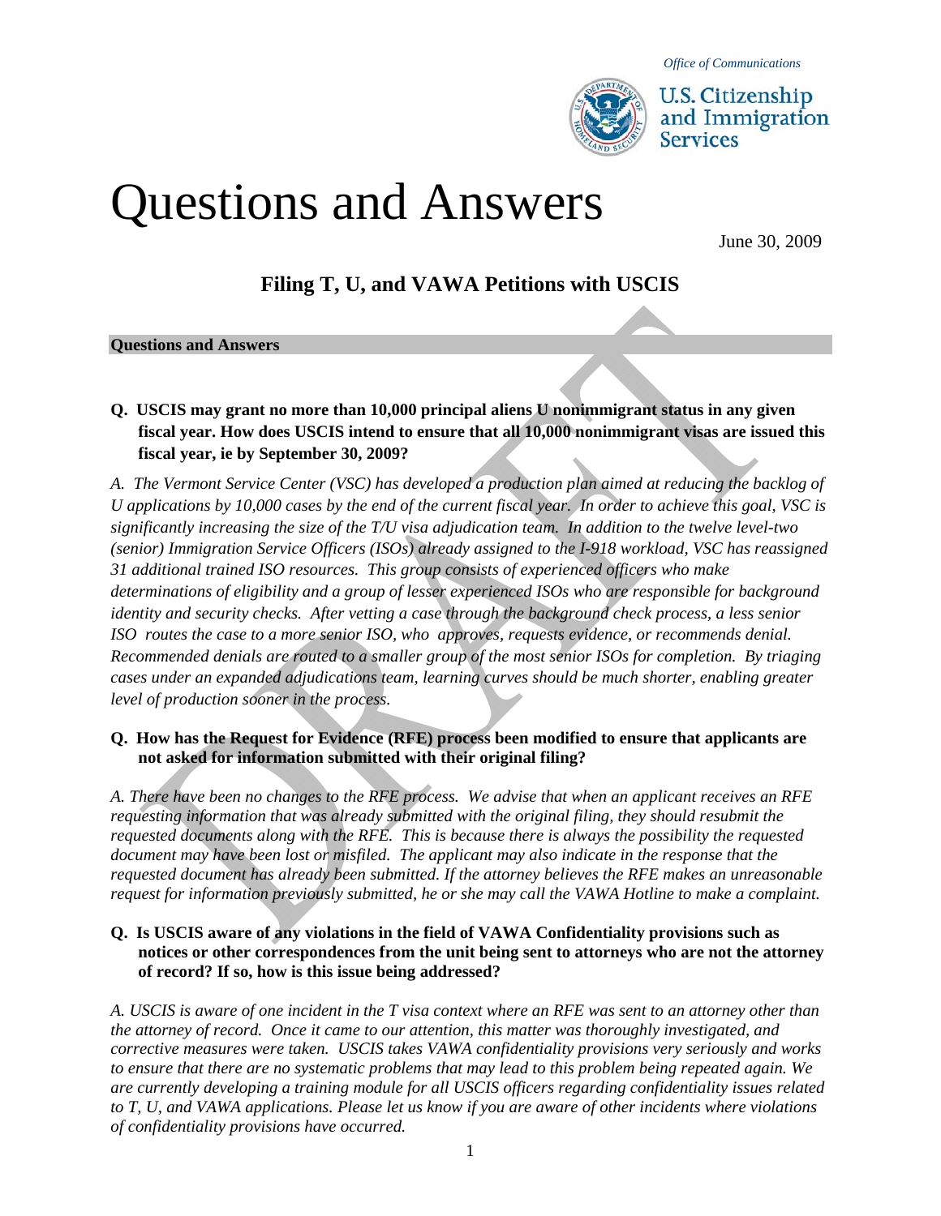*Office of Communications*

U.S. Citizenship and Immigration Services

# Questions and Answers

June 30, 2009

## Filing T, U, and VAWA Petitions with USCIS

**Questions and Answers**

**Q. USCIS may grant no more than 10,000 principal aliens U nonimmigrant status in any given fiscal year. How does USCIS intend to ensure that all 10,000 nonimmigrant visas are issued this fiscal year, ie by September 30, 2009?**

*A. The Vermont Service Center (VSC) has developed a production plan aimed at reducing the backlog of U applications by 10,000 cases by the end of the current fiscal year. In order to achieve this goal, VSC is significantly increasing the size of the T/U visa adjudication team. In addition to the twelve level-two (senior) Immigration Service Officers (ISOs) already assigned to the I-918 workload, VSC has reassigned 31 additional trained ISO resources. This group consists of experienced officers who make determinations of eligibility and a group of lesser experienced ISOs who are responsible for background identity and security checks. After vetting a case through the background check process, a less senior ISO routes the case to a more senior ISO, who approves, requests evidence, or recommends denial. Recommended denials are routed to a smaller group of the most senior ISOs for completion. By triaging cases under an expanded adjudications team, learning curves should be much shorter, enabling greater level of production sooner in the process.*

**Q. How has the Request for Evidence (RFE) process been modified to ensure that applicants are not asked for information submitted with their original filing?**

*A. There have been no changes to the RFE process. We advise that when an applicant receives an RFE requesting information that was already submitted with the original filing, they should resubmit the requested documents along with the RFE. This is because there is always the possibility the requested document may have been lost or misfiled. The applicant may also indicate in the response that the requested document has already been submitted. If the attorney believes the RFE makes an unreasonable request for information previously submitted, he or she may call the VAWA Hotline to make a complaint.*

**Q. Is USCIS aware of any violations in the field of VAWA Confidentiality provisions such as notices or other correspondences from the unit being sent to attorneys who are not the attorney of record? If so, how is this issue being addressed?**

*A. USCIS is aware of one incident in the T visa context where an RFE was sent to an attorney other than the attorney of record. Once it came to our attention, this matter was thoroughly investigated, and corrective measures were taken. USCIS takes VAWA confidentiality provisions very seriously and works to ensure that there are no systematic problems that may lead to this problem being repeated again. We are currently developing a training module for all USCIS officers regarding confidentiality issues related to T, U, and VAWA applications. Please let us know if you are aware of other incidents where violations of confidentiality provisions have occurred.*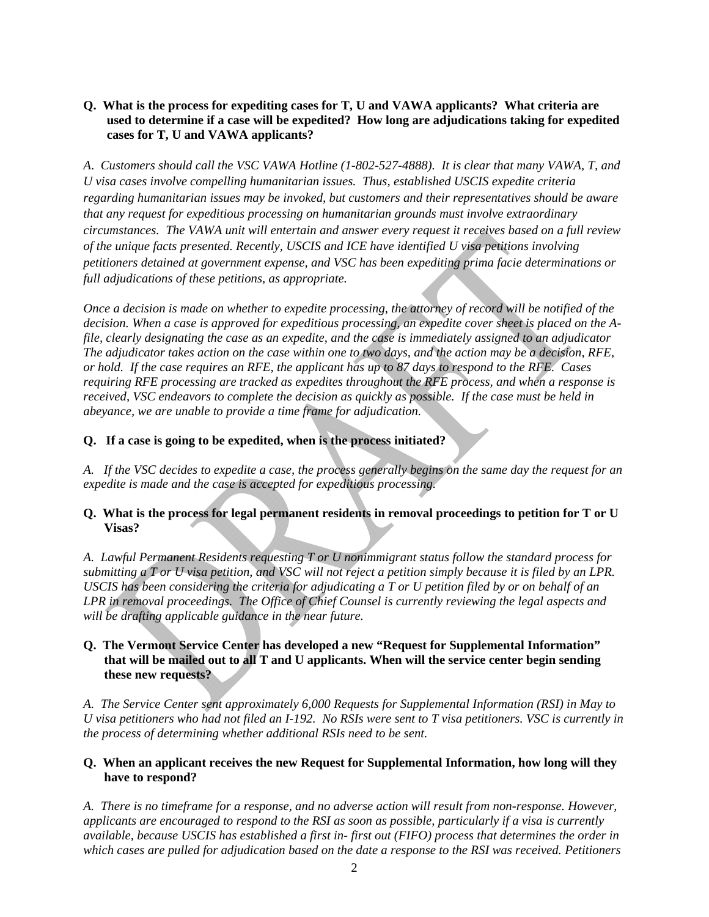**Q. What is the process for expediting cases for T, U and VAWA applicants? What criteria are used to determine if a case will be expedited? How long are adjudications taking for expedited cases for T, U and VAWA applicants?**

*A. Customers should call the VSC VAWA Hotline (1-802-527-4888). It is clear that many VAWA, T, and U visa cases involve compelling humanitarian issues. Thus, established USCIS expedite criteria regarding humanitarian issues may be invoked, but customers and their representatives should be aware that any request for expeditious processing on humanitarian grounds must involve extraordinary circumstances. The VAWA unit will entertain and answer every request it receives based on a full review of the unique facts presented. Recently, USCIS and ICE have identified U visa petitions involving petitioners detained at government expense, and VSC has been expediting prima facie determinations or full adjudications of these petitions, as appropriate.*

*Once a decision is made on whether to expedite processing, the attorney of record will be notified of the decision. When a case is approved for expeditious processing, an expedite cover sheet is placed on the A-file, clearly designating the case as an expedite, and the case is immediately assigned to an adjudicator The adjudicator takes action on the case within one to two days, and the action may be a decision, RFE, or hold. If the case requires an RFE, the applicant has up to 87 days to respond to the RFE. Cases requiring RFE processing are tracked as expedites throughout the RFE process, and when a response is received, VSC endeavors to complete the decision as quickly as possible. If the case must be held in abeyance, we are unable to provide a time frame for adjudication.*

**Q. If a case is going to be expedited, when is the process initiated?**

*A. If the VSC decides to expedite a case, the process generally begins on the same day the request for an expedite is made and the case is accepted for expeditious processing.*

**Q. What is the process for legal permanent residents in removal proceedings to petition for T or U Visas?**

*A. Lawful Permanent Residents requesting T or U nonimmigrant status follow the standard process for submitting a T or U visa petition, and VSC will not reject a petition simply because it is filed by an LPR. USCIS has been considering the criteria for adjudicating a T or U petition filed by or on behalf of an LPR in removal proceedings. The Office of Chief Counsel is currently reviewing the legal aspects and will be drafting applicable guidance in the near future.*

**Q. The Vermont Service Center has developed a new "Request for Supplemental Information" that will be mailed out to all T and U applicants. When will the service center begin sending these new requests?**

*A. The Service Center sent approximately 6,000 Requests for Supplemental Information (RSI) in May to U visa petitioners who had not filed an I-192. No RSIs were sent to T visa petitioners. VSC is currently in the process of determining whether additional RSIs need to be sent.*

**Q. When an applicant receives the new Request for Supplemental Information, how long will they have to respond?**

*A. There is no timeframe for a response, and no adverse action will result from non-response. However, applicants are encouraged to respond to the RSI as soon as possible, particularly if a visa is currently available, because USCIS has established a first in- first out (FIFO) process that determines the order in which cases are pulled for adjudication based on the date a response to the RSI was received. Petitioners*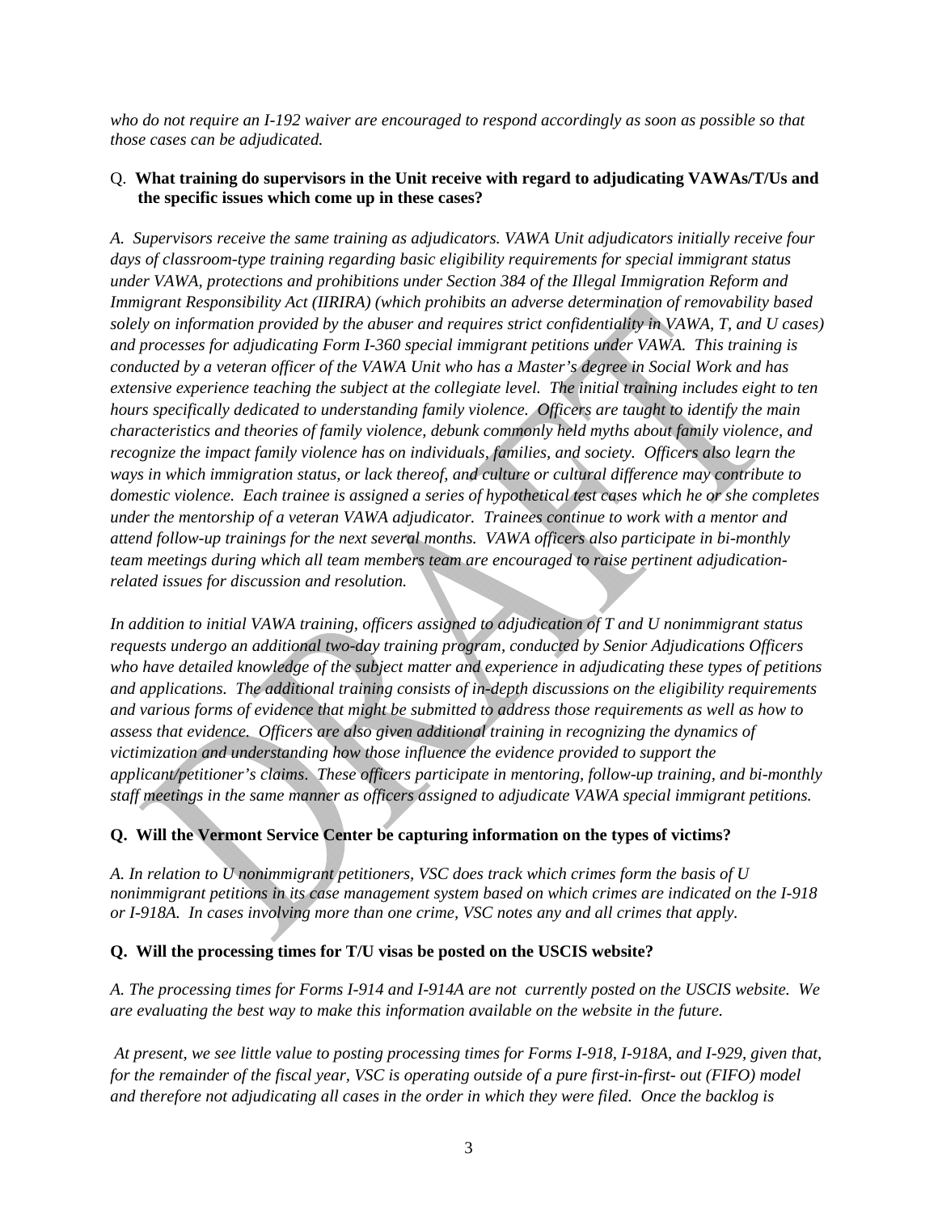*who do not require an I-192 waiver are encouraged to respond accordingly as soon as possible so that those cases can be adjudicated.*

Q. **What training do supervisors in the Unit receive with regard to adjudicating VAWAs/T/Us and the specific issues which come up in these cases?**

*A. Supervisors receive the same training as adjudicators. VAWA Unit adjudicators initially receive four days of classroom-type training regarding basic eligibility requirements for special immigrant status under VAWA, protections and prohibitions under Section 384 of the Illegal Immigration Reform and Immigrant Responsibility Act (IIRIRA) (which prohibits an adverse determination of removability based solely on information provided by the abuser and requires strict confidentiality in VAWA, T, and U cases) and processes for adjudicating Form I-360 special immigrant petitions under VAWA. This training is conducted by a veteran officer of the VAWA Unit who has a Master's degree in Social Work and has extensive experience teaching the subject at the collegiate level. The initial training includes eight to ten hours specifically dedicated to understanding family violence. Officers are taught to identify the main characteristics and theories of family violence, debunk commonly held myths about family violence, and recognize the impact family violence has on individuals, families, and society. Officers also learn the ways in which immigration status, or lack thereof, and culture or cultural difference may contribute to domestic violence. Each trainee is assigned a series of hypothetical test cases which he or she completes under the mentorship of a veteran VAWA adjudicator. Trainees continue to work with a mentor and attend follow-up trainings for the next several months. VAWA officers also participate in bi-monthly team meetings during which all team members team are encouraged to raise pertinent adjudication-related issues for discussion and resolution.*

*In addition to initial VAWA training, officers assigned to adjudication of T and U nonimmigrant status requests undergo an additional two-day training program, conducted by Senior Adjudications Officers who have detailed knowledge of the subject matter and experience in adjudicating these types of petitions and applications. The additional training consists of in-depth discussions on the eligibility requirements and various forms of evidence that might be submitted to address those requirements as well as how to assess that evidence. Officers are also given additional training in recognizing the dynamics of victimization and understanding how those influence the evidence provided to support the applicant/petitioner's claims. These officers participate in mentoring, follow-up training, and bi-monthly staff meetings in the same manner as officers assigned to adjudicate VAWA special immigrant petitions.*

**Q. Will the Vermont Service Center be capturing information on the types of victims?**

*A. In relation to U nonimmigrant petitioners, VSC does track which crimes form the basis of U nonimmigrant petitions in its case management system based on which crimes are indicated on the I-918 or I-918A. In cases involving more than one crime, VSC notes any and all crimes that apply.*

**Q. Will the processing times for T/U visas be posted on the USCIS website?**

*A. The processing times for Forms I-914 and I-914A are not currently posted on the USCIS website. We are evaluating the best way to make this information available on the website in the future.*

*At present, we see little value to posting processing times for Forms I-918, I-918A, and I-929, given that, for the remainder of the fiscal year, VSC is operating outside of a pure first-in-first- out (FIFO) model and therefore not adjudicating all cases in the order in which they were filed. Once the backlog is*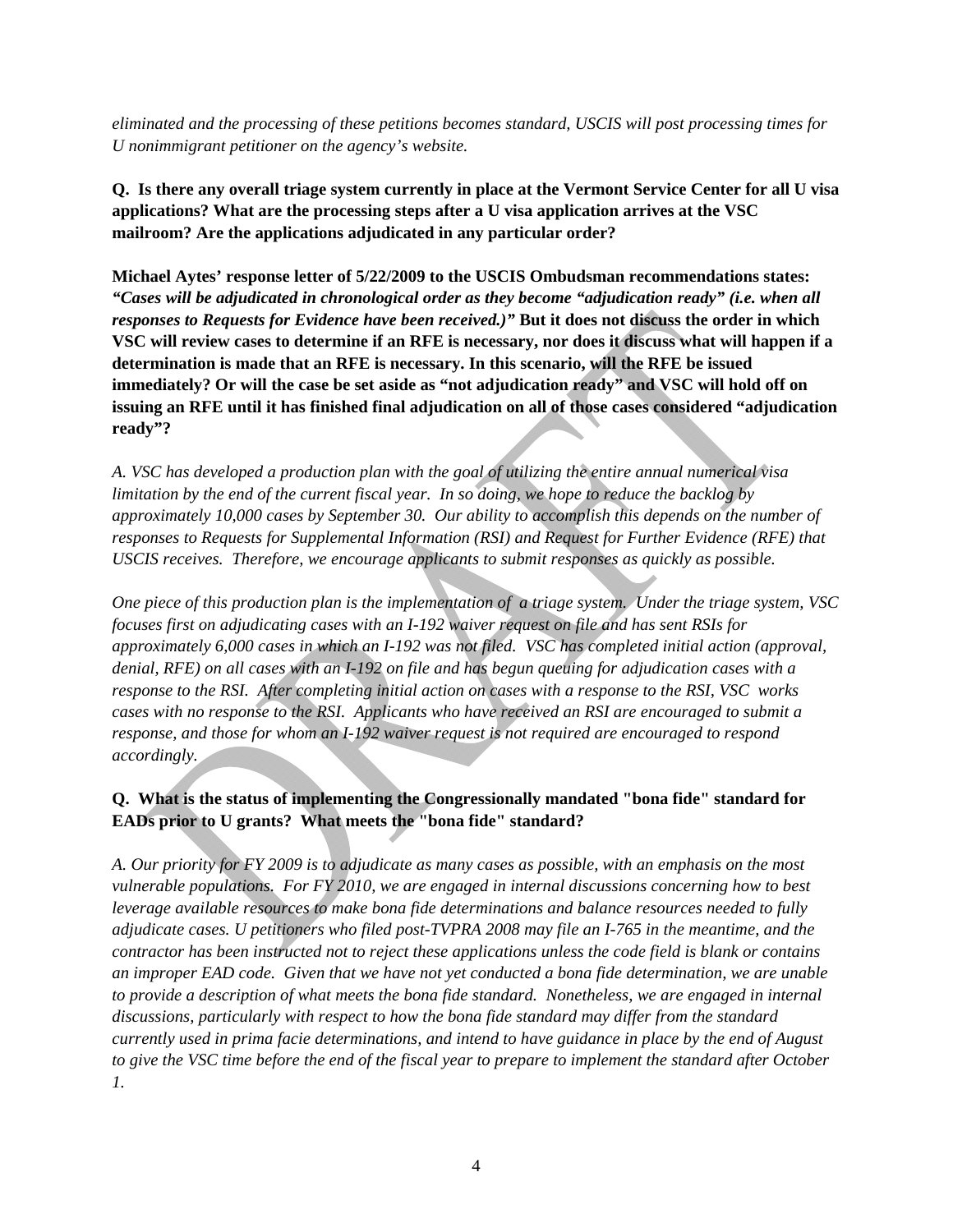*eliminated and the processing of these petitions becomes standard, USCIS will post processing times for U nonimmigrant petitioner on the agency's website.*

**Q. Is there any overall triage system currently in place at the Vermont Service Center for all U visa applications? What are the processing steps after a U visa application arrives at the VSC mailroom? Are the applications adjudicated in any particular order?**

**Michael Aytes' response letter of 5/22/2009 to the USCIS Ombudsman recommendations states:** ***"Cases will be adjudicated in chronological order as they become "adjudication ready" (i.e. when all responses to Requests for Evidence have been received.)"*** **But it does not discuss the order in which VSC will review cases to determine if an RFE is necessary, nor does it discuss what will happen if a determination is made that an RFE is necessary. In this scenario, will the RFE be issued immediately? Or will the case be set aside as "not adjudication ready" and VSC will hold off on issuing an RFE until it has finished final adjudication on all of those cases considered "adjudication ready"?**

*A. VSC has developed a production plan with the goal of utilizing the entire annual numerical visa limitation by the end of the current fiscal year. In so doing, we hope to reduce the backlog by approximately 10,000 cases by September 30. Our ability to accomplish this depends on the number of responses to Requests for Supplemental Information (RSI) and Request for Further Evidence (RFE) that USCIS receives. Therefore, we encourage applicants to submit responses as quickly as possible.*

*One piece of this production plan is the implementation of a triage system. Under the triage system, VSC focuses first on adjudicating cases with an I-192 waiver request on file and has sent RSIs for approximately 6,000 cases in which an I-192 was not filed. VSC has completed initial action (approval, denial, RFE) on all cases with an I-192 on file and has begun queuing for adjudication cases with a response to the RSI. After completing initial action on cases with a response to the RSI, VSC works cases with no response to the RSI. Applicants who have received an RSI are encouraged to submit a response, and those for whom an I-192 waiver request is not required are encouraged to respond accordingly.*

**Q. What is the status of implementing the Congressionally mandated "bona fide" standard for EADs prior to U grants? What meets the "bona fide" standard?**

*A. Our priority for FY 2009 is to adjudicate as many cases as possible, with an emphasis on the most vulnerable populations. For FY 2010, we are engaged in internal discussions concerning how to best leverage available resources to make bona fide determinations and balance resources needed to fully adjudicate cases. U petitioners who filed post-TVPRA 2008 may file an I-765 in the meantime, and the contractor has been instructed not to reject these applications unless the code field is blank or contains an improper EAD code. Given that we have not yet conducted a bona fide determination, we are unable to provide a description of what meets the bona fide standard. Nonetheless, we are engaged in internal discussions, particularly with respect to how the bona fide standard may differ from the standard currently used in prima facie determinations, and intend to have guidance in place by the end of August to give the VSC time before the end of the fiscal year to prepare to implement the standard after October 1.*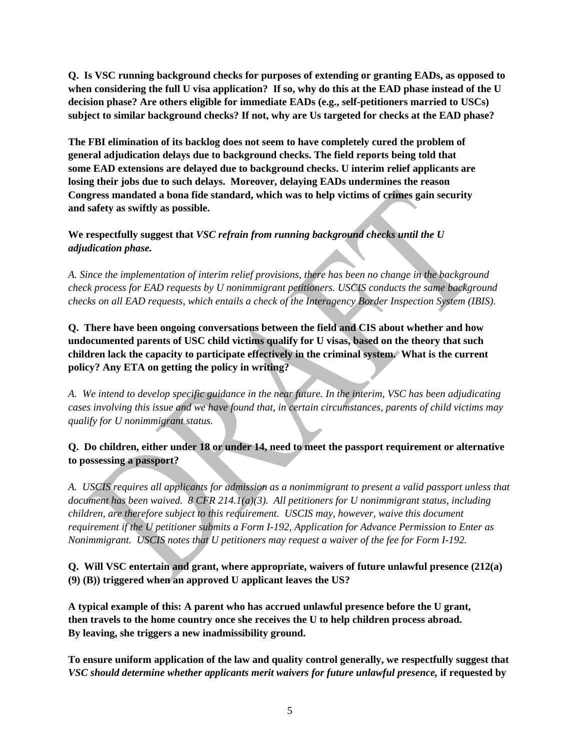**Q. Is VSC running background checks for purposes of extending or granting EADs, as opposed to when considering the full U visa application? If so, why do this at the EAD phase instead of the U decision phase? Are others eligible for immediate EADs (e.g., self-petitioners married to USCs) subject to similar background checks? If not, why are Us targeted for checks at the EAD phase?**

**The FBI elimination of its backlog does not seem to have completely cured the problem of general adjudication delays due to background checks. The field reports being told that some EAD extensions are delayed due to background checks. U interim relief applicants are losing their jobs due to such delays. Moreover, delaying EADs undermines the reason Congress mandated a bona fide standard, which was to help victims of crimes gain security and safety as swiftly as possible.**

**We respectfully suggest that *VSC refrain from running background checks until the U adjudication phase.***

*A. Since the implementation of interim relief provisions, there has been no change in the background check process for EAD requests by U nonimmigrant petitioners. USCIS conducts the same background checks on all EAD requests, which entails a check of the Interagency Border Inspection System (IBIS).*

**Q. There have been ongoing conversations between the field and CIS about whether and how undocumented parents of USC child victims qualify for U visas, based on the theory that such children lack the capacity to participate effectively in the criminal system. What is the current policy? Any ETA on getting the policy in writing?**

*A. We intend to develop specific guidance in the near future. In the interim, VSC has been adjudicating cases involving this issue and we have found that, in certain circumstances, parents of child victims may qualify for U nonimmigrant status.*

**Q. Do children, either under 18 or under 14, need to meet the passport requirement or alternative to possessing a passport?**

*A. USCIS requires all applicants for admission as a nonimmigrant to present a valid passport unless that document has been waived. 8 CFR 214.1(a)(3). All petitioners for U nonimmigrant status, including children, are therefore subject to this requirement. USCIS may, however, waive this document requirement if the U petitioner submits a Form I-192, Application for Advance Permission to Enter as Nonimmigrant. USCIS notes that U petitioners may request a waiver of the fee for Form I-192.*

**Q. Will VSC entertain and grant, where appropriate, waivers of future unlawful presence (212(a) (9) (B)) triggered when an approved U applicant leaves the US?**

**A typical example of this: A parent who has accrued unlawful presence before the U grant, then travels to the home country once she receives the U to help children process abroad. By leaving, she triggers a new inadmissibility ground.**

**To ensure uniform application of the law and quality control generally, we respectfully suggest that *VSC should determine whether applicants merit waivers for future unlawful presence,* if requested by**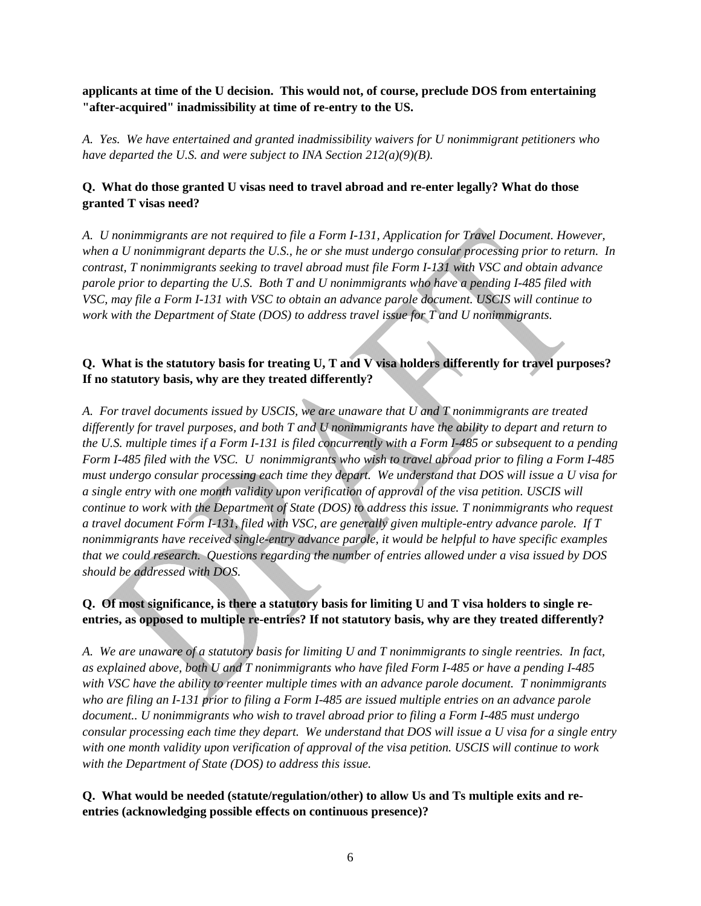**applicants at time of the U decision. This would not, of course, preclude DOS from entertaining "after-acquired" inadmissibility at time of re-entry to the US.**

*A. Yes. We have entertained and granted inadmissibility waivers for U nonimmigrant petitioners who have departed the U.S. and were subject to INA Section 212(a)(9)(B).*

**Q. What do those granted U visas need to travel abroad and re-enter legally? What do those granted T visas need?**

*A. U nonimmigrants are not required to file a Form I-131, Application for Travel Document. However, when a U nonimmigrant departs the U.S., he or she must undergo consular processing prior to return. In contrast, T nonimmigrants seeking to travel abroad must file Form I-131 with VSC and obtain advance parole prior to departing the U.S. Both T and U nonimmigrants who have a pending I-485 filed with VSC, may file a Form I-131 with VSC to obtain an advance parole document. USCIS will continue to work with the Department of State (DOS) to address travel issue for T and U nonimmigrants.*

**Q. What is the statutory basis for treating U, T and V visa holders differently for travel purposes? If no statutory basis, why are they treated differently?**

*A. For travel documents issued by USCIS, we are unaware that U and T nonimmigrants are treated differently for travel purposes, and both T and U nonimmigrants have the ability to depart and return to the U.S. multiple times if a Form I-131 is filed concurrently with a Form I-485 or subsequent to a pending Form I-485 filed with the VSC. U nonimmigrants who wish to travel abroad prior to filing a Form I-485 must undergo consular processing each time they depart. We understand that DOS will issue a U visa for a single entry with one month validity upon verification of approval of the visa petition. USCIS will continue to work with the Department of State (DOS) to address this issue. T nonimmigrants who request a travel document Form I-131, filed with VSC, are generally given multiple-entry advance parole. If T nonimmigrants have received single-entry advance parole, it would be helpful to have specific examples that we could research. Questions regarding the number of entries allowed under a visa issued by DOS should be addressed with DOS.*

**Q. Of most significance, is there a statutory basis for limiting U and T visa holders to single re-entries, as opposed to multiple re-entries? If not statutory basis, why are they treated differently?**

*A. We are unaware of a statutory basis for limiting U and T nonimmigrants to single reentries. In fact, as explained above, both U and T nonimmigrants who have filed Form I-485 or have a pending I-485 with VSC have the ability to reenter multiple times with an advance parole document. T nonimmigrants who are filing an I-131 prior to filing a Form I-485 are issued multiple entries on an advance parole document.. U nonimmigrants who wish to travel abroad prior to filing a Form I-485 must undergo consular processing each time they depart. We understand that DOS will issue a U visa for a single entry with one month validity upon verification of approval of the visa petition. USCIS will continue to work with the Department of State (DOS) to address this issue.*

**Q. What would be needed (statute/regulation/other) to allow Us and Ts multiple exits and re-entries (acknowledging possible effects on continuous presence)?**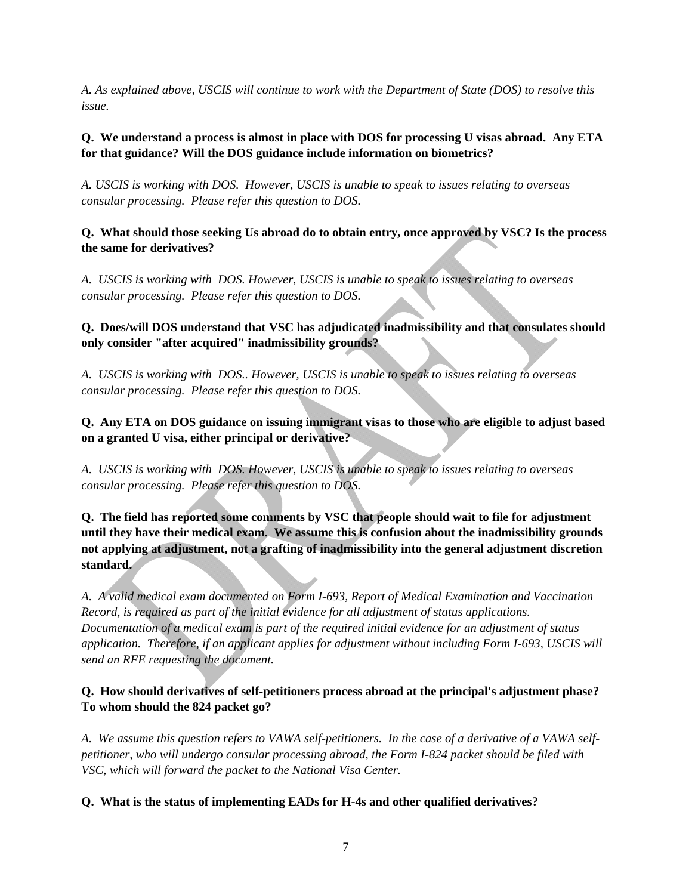*A. As explained above, USCIS will continue to work with the Department of State (DOS) to resolve this issue.*

**Q. We understand a process is almost in place with DOS for processing U visas abroad. Any ETA for that guidance? Will the DOS guidance include information on biometrics?**

*A. USCIS is working with DOS. However, USCIS is unable to speak to issues relating to overseas consular processing. Please refer this question to DOS.*

**Q. What should those seeking Us abroad do to obtain entry, once approved by VSC? Is the process the same for derivatives?**

*A. USCIS is working with DOS. However, USCIS is unable to speak to issues relating to overseas consular processing. Please refer this question to DOS.*

**Q. Does/will DOS understand that VSC has adjudicated inadmissibility and that consulates should only consider "after acquired" inadmissibility grounds?**

*A. USCIS is working with DOS.. However, USCIS is unable to speak to issues relating to overseas consular processing. Please refer this question to DOS.*

**Q. Any ETA on DOS guidance on issuing immigrant visas to those who are eligible to adjust based on a granted U visa, either principal or derivative?**

*A. USCIS is working with DOS. However, USCIS is unable to speak to issues relating to overseas consular processing. Please refer this question to DOS.*

**Q. The field has reported some comments by VSC that people should wait to file for adjustment until they have their medical exam. We assume this is confusion about the inadmissibility grounds not applying at adjustment, not a grafting of inadmissibility into the general adjustment discretion standard.**

*A. A valid medical exam documented on Form I-693, Report of Medical Examination and Vaccination Record, is required as part of the initial evidence for all adjustment of status applications. Documentation of a medical exam is part of the required initial evidence for an adjustment of status application. Therefore, if an applicant applies for adjustment without including Form I-693, USCIS will send an RFE requesting the document.*

**Q. How should derivatives of self-petitioners process abroad at the principal's adjustment phase? To whom should the 824 packet go?**

*A. We assume this question refers to VAWA self-petitioners. In the case of a derivative of a VAWA self-petitioner, who will undergo consular processing abroad, the Form I-824 packet should be filed with VSC, which will forward the packet to the National Visa Center.*

**Q. What is the status of implementing EADs for H-4s and other qualified derivatives?**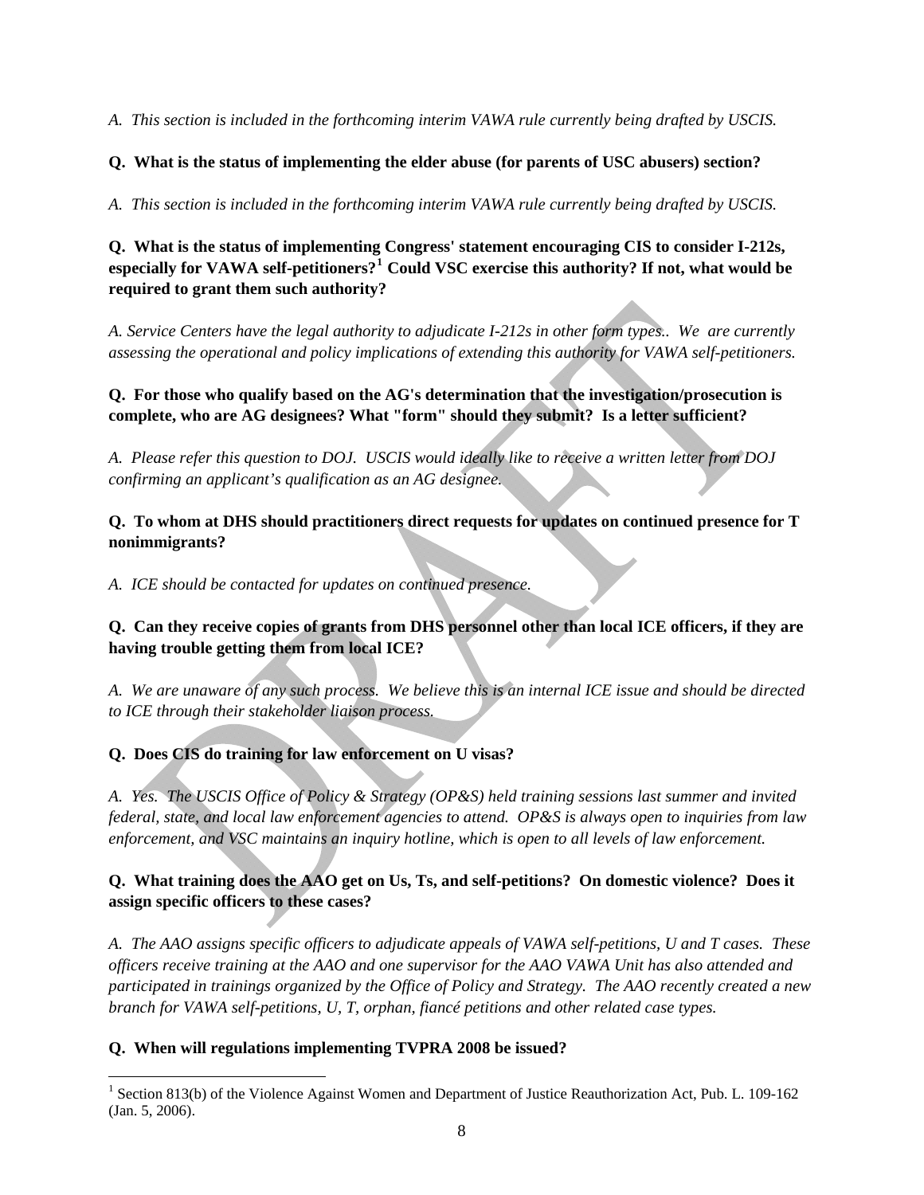*A. This section is included in the forthcoming interim VAWA rule currently being drafted by USCIS.*

**Q. What is the status of implementing the elder abuse (for parents of USC abusers) section?**

*A. This section is included in the forthcoming interim VAWA rule currently being drafted by USCIS.*

**Q. What is the status of implementing Congress' statement encouraging CIS to consider I-212s, especially for VAWA self-petitioners?[1] Could VSC exercise this authority? If not, what would be required to grant them such authority?**

*A. Service Centers have the legal authority to adjudicate I-212s in other form types.. We are currently assessing the operational and policy implications of extending this authority for VAWA self-petitioners.*

**Q. For those who qualify based on the AG's determination that the investigation/prosecution is complete, who are AG designees? What "form" should they submit? Is a letter sufficient?**

*A. Please refer this question to DOJ. USCIS would ideally like to receive a written letter from DOJ confirming an applicant's qualification as an AG designee.*

**Q. To whom at DHS should practitioners direct requests for updates on continued presence for T nonimmigrants?**

*A. ICE should be contacted for updates on continued presence.*

**Q. Can they receive copies of grants from DHS personnel other than local ICE officers, if they are having trouble getting them from local ICE?**

*A. We are unaware of any such process. We believe this is an internal ICE issue and should be directed to ICE through their stakeholder liaison process.*

**Q. Does CIS do training for law enforcement on U visas?**

*A. Yes. The USCIS Office of Policy & Strategy (OP&S) held training sessions last summer and invited federal, state, and local law enforcement agencies to attend. OP&S is always open to inquiries from law enforcement, and VSC maintains an inquiry hotline, which is open to all levels of law enforcement.*

**Q. What training does the AAO get on Us, Ts, and self-petitions? On domestic violence? Does it assign specific officers to these cases?**

*A. The AAO assigns specific officers to adjudicate appeals of VAWA self-petitions, U and T cases. These officers receive training at the AAO and one supervisor for the AAO VAWA Unit has also attended and participated in trainings organized by the Office of Policy and Strategy. The AAO recently created a new branch for VAWA self-petitions, U, T, orphan, fiancé petitions and other related case types.*

**Q. When will regulations implementing TVPRA 2008 be issued?**

---

[1] Section 813(b) of the Violence Against Women and Department of Justice Reauthorization Act, Pub. L. 109-162 (Jan. 5, 2006).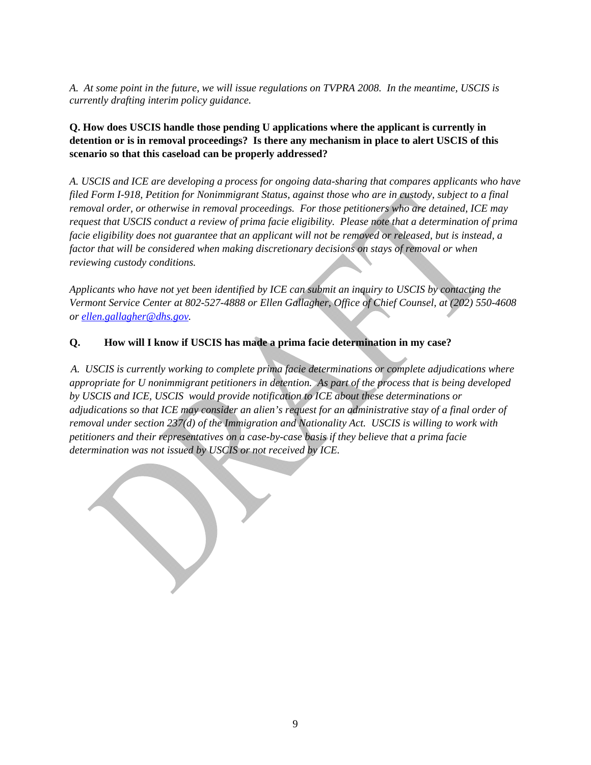*A. At some point in the future, we will issue regulations on TVPRA 2008. In the meantime, USCIS is currently drafting interim policy guidance.*

**Q. How does USCIS handle those pending U applications where the applicant is currently in detention or is in removal proceedings? Is there any mechanism in place to alert USCIS of this scenario so that this caseload can be properly addressed?**

*A. USCIS and ICE are developing a process for ongoing data-sharing that compares applicants who have filed Form I-918, Petition for Nonimmigrant Status, against those who are in custody, subject to a final removal order, or otherwise in removal proceedings. For those petitioners who are detained, ICE may request that USCIS conduct a review of prima facie eligibility. Please note that a determination of prima facie eligibility does not guarantee that an applicant will not be removed or released, but is instead, a factor that will be considered when making discretionary decisions on stays of removal or when reviewing custody conditions.*

*Applicants who have not yet been identified by ICE can submit an inquiry to USCIS by contacting the Vermont Service Center at 802-527-4888 or Ellen Gallagher, Office of Chief Counsel, at (202) 550-4608 or ellen.gallagher@dhs.gov.*

**Q. How will I know if USCIS has made a prima facie determination in my case?**

*A. USCIS is currently working to complete prima facie determinations or complete adjudications where appropriate for U nonimmigrant petitioners in detention. As part of the process that is being developed by USCIS and ICE, USCIS would provide notification to ICE about these determinations or adjudications so that ICE may consider an alien's request for an administrative stay of a final order of removal under section 237(d) of the Immigration and Nationality Act. USCIS is willing to work with petitioners and their representatives on a case-by-case basis if they believe that a prima facie determination was not issued by USCIS or not received by ICE.*